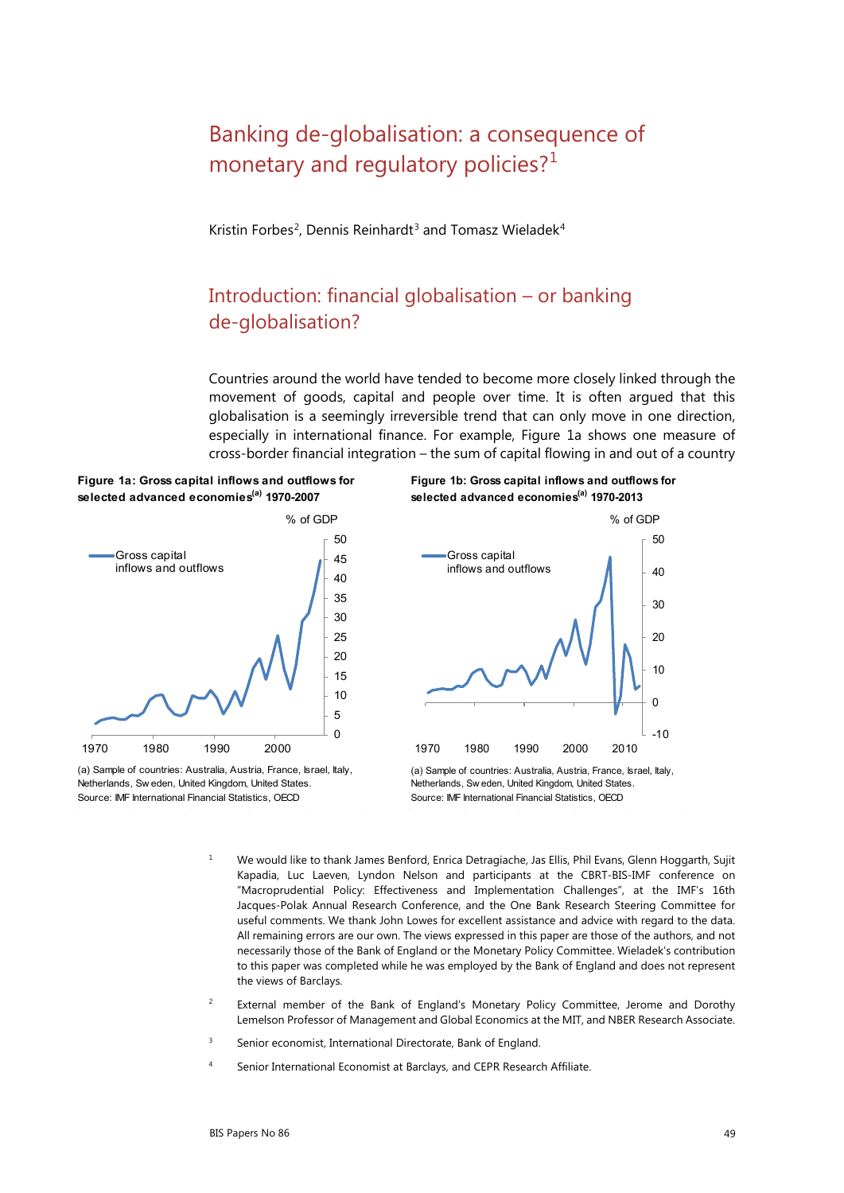# Banking de-globalisation: a consequence of monetary and regulatory policies?[1]

Kristin Forbes[2], Dennis Reinhardt[3] and Tomasz Wieladek[4]

## Introduction: financial globalisation – or banking de-globalisation?

Countries around the world have tended to become more closely linked through the movement of goods, capital and people over time. It is often argued that this globalisation is a seemingly irreversible trend that can only move in one direction, especially in international finance. For example, Figure 1a shows one measure of cross-border financial integration – the sum of capital flowing in and out of a country

**Figure 1a: Gross capital inflows and outflows for selected advanced economies[(a)] 1970-2007**

(a) Sample of countries: Australia, Austria, France, Israel, Italy, Netherlands, Sweden, United Kingdom, United States.
Source: IMF International Financial Statistics, OECD

**Figure 1b: Gross capital inflows and outflows for selected advanced economies[(a)] 1970-2013**

(a) Sample of countries: Australia, Austria, France, Israel, Italy, Netherlands, Sweden, United Kingdom, United States.
Source: IMF International Financial Statistics, OECD

[1] We would like to thank James Benford, Enrica Detragiache, Jas Ellis, Phil Evans, Glenn Hoggarth, Sujit Kapadia, Luc Laeven, Lyndon Nelson and participants at the CBRT-BIS-IMF conference on "Macroprudential Policy: Effectiveness and Implementation Challenges", at the IMF's 16th Jacques-Polak Annual Research Conference, and the One Bank Research Steering Committee for useful comments. We thank John Lowes for excellent assistance and advice with regard to the data. All remaining errors are our own. The views expressed in this paper are those of the authors, and not necessarily those of the Bank of England or the Monetary Policy Committee. Wieladek's contribution to this paper was completed while he was employed by the Bank of England and does not represent the views of Barclays.

[2] External member of the Bank of England's Monetary Policy Committee, Jerome and Dorothy Lemelson Professor of Management and Global Economics at the MIT, and NBER Research Associate.

[3] Senior economist, International Directorate, Bank of England.

[4] Senior International Economist at Barclays, and CEPR Research Affiliate.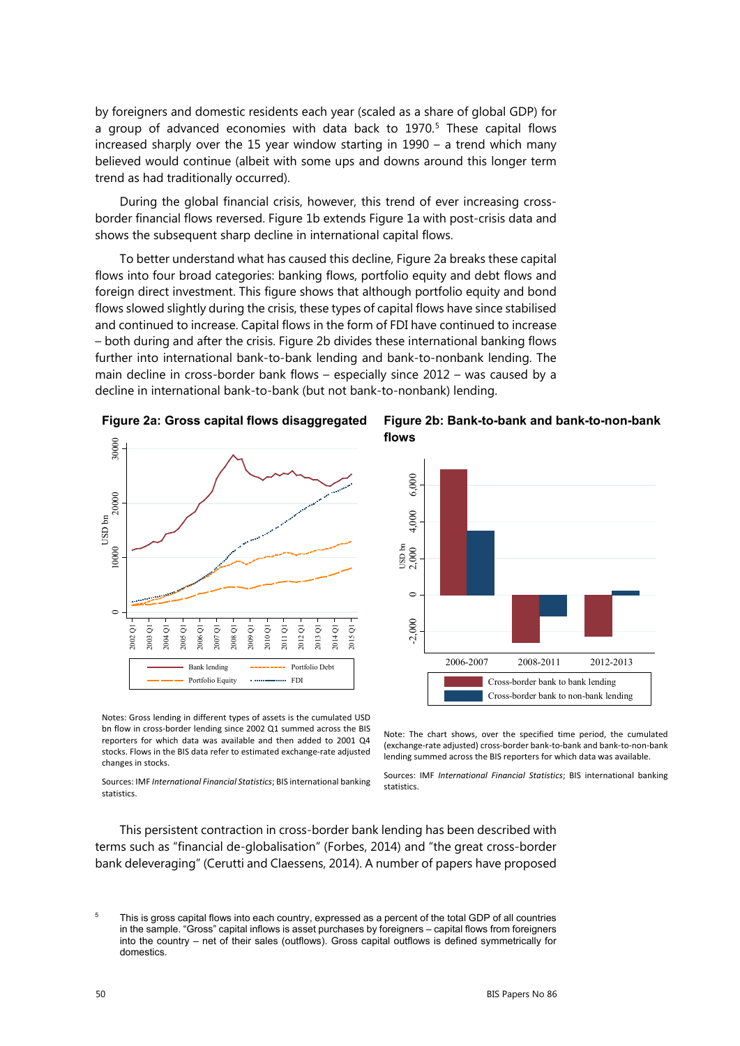by foreigners and domestic residents each year (scaled as a share of global GDP) for a group of advanced economies with data back to 1970.[5] These capital flows increased sharply over the 15 year window starting in 1990 – a trend which many believed would continue (albeit with some ups and downs around this longer term trend as had traditionally occurred).

During the global financial crisis, however, this trend of ever increasing cross-border financial flows reversed. Figure 1b extends Figure 1a with post-crisis data and shows the subsequent sharp decline in international capital flows.

To better understand what has caused this decline, Figure 2a breaks these capital flows into four broad categories: banking flows, portfolio equity and debt flows and foreign direct investment. This figure shows that although portfolio equity and bond flows slowed slightly during the crisis, these types of capital flows have since stabilised and continued to increase. Capital flows in the form of FDI have continued to increase – both during and after the crisis. Figure 2b divides these international banking flows further into international bank-to-bank lending and bank-to-nonbank lending. The main decline in cross-border bank flows – especially since 2012 – was caused by a decline in international bank-to-bank (but not bank-to-nonbank) lending.

**Figure 2a: Gross capital flows disaggregated**

Notes: Gross lending in different types of assets is the cumulated USD bn flow in cross-border lending since 2002 Q1 summed across the BIS reporters for which data was available and then added to 2001 Q4 stocks. Flows in the BIS data refer to estimated exchange-rate adjusted changes in stocks.

Sources: IMF *International Financial Statistics*; BIS international banking statistics.

**Figure 2b: Bank-to-bank and bank-to-non-bank flows**

Note: The chart shows, over the specified time period, the cumulated (exchange-rate adjusted) cross-border bank-to-bank and bank-to-non-bank lending summed across the BIS reporters for which data was available.

Sources: IMF *International Financial Statistics*; BIS international banking statistics.

This persistent contraction in cross-border bank lending has been described with terms such as "financial de-globalisation" (Forbes, 2014) and "the great cross-border bank deleveraging" (Cerutti and Claessens, 2014). A number of papers have proposed

[5] This is gross capital flows into each country, expressed as a percent of the total GDP of all countries in the sample. "Gross" capital inflows is asset purchases by foreigners – capital flows from foreigners into the country – net of their sales (outflows). Gross capital outflows is defined symmetrically for domestics.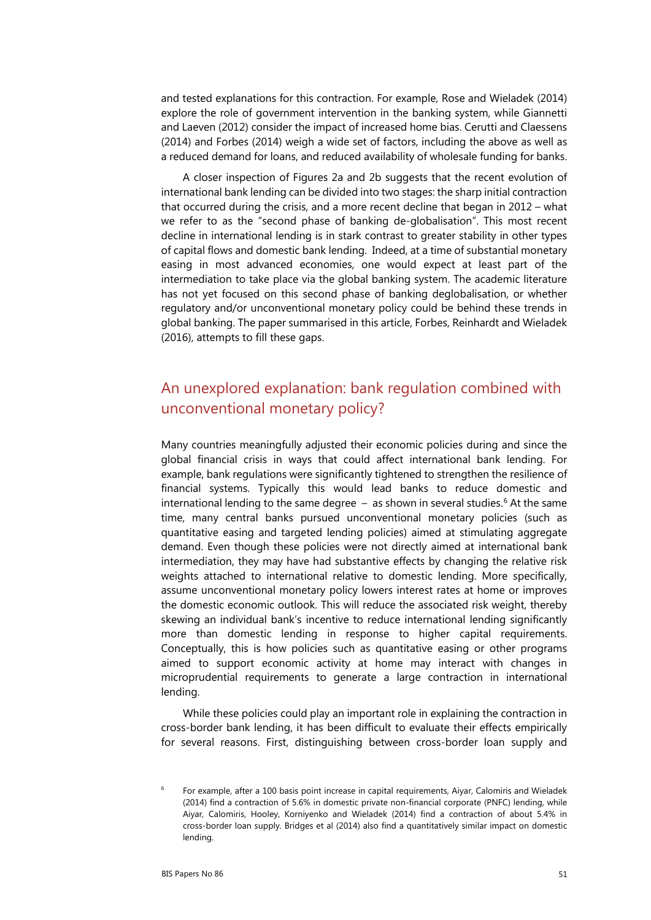and tested explanations for this contraction. For example, Rose and Wieladek (2014) explore the role of government intervention in the banking system, while Giannetti and Laeven (2012) consider the impact of increased home bias. Cerutti and Claessens (2014) and Forbes (2014) weigh a wide set of factors, including the above as well as a reduced demand for loans, and reduced availability of wholesale funding for banks.

A closer inspection of Figures 2a and 2b suggests that the recent evolution of international bank lending can be divided into two stages: the sharp initial contraction that occurred during the crisis, and a more recent decline that began in 2012 – what we refer to as the "second phase of banking de-globalisation". This most recent decline in international lending is in stark contrast to greater stability in other types of capital flows and domestic bank lending. Indeed, at a time of substantial monetary easing in most advanced economies, one would expect at least part of the intermediation to take place via the global banking system. The academic literature has not yet focused on this second phase of banking deglobalisation, or whether regulatory and/or unconventional monetary policy could be behind these trends in global banking. The paper summarised in this article, Forbes, Reinhardt and Wieladek (2016), attempts to fill these gaps.

## An unexplored explanation: bank regulation combined with unconventional monetary policy?

Many countries meaningfully adjusted their economic policies during and since the global financial crisis in ways that could affect international bank lending. For example, bank regulations were significantly tightened to strengthen the resilience of financial systems. Typically this would lead banks to reduce domestic and international lending to the same degree – as shown in several studies.[6] At the same time, many central banks pursued unconventional monetary policies (such as quantitative easing and targeted lending policies) aimed at stimulating aggregate demand. Even though these policies were not directly aimed at international bank intermediation, they may have had substantive effects by changing the relative risk weights attached to international relative to domestic lending. More specifically, assume unconventional monetary policy lowers interest rates at home or improves the domestic economic outlook. This will reduce the associated risk weight, thereby skewing an individual bank's incentive to reduce international lending significantly more than domestic lending in response to higher capital requirements. Conceptually, this is how policies such as quantitative easing or other programs aimed to support economic activity at home may interact with changes in microprudential requirements to generate a large contraction in international lending.

While these policies could play an important role in explaining the contraction in cross-border bank lending, it has been difficult to evaluate their effects empirically for several reasons. First, distinguishing between cross-border loan supply and

[6] For example, after a 100 basis point increase in capital requirements, Aiyar, Calomiris and Wieladek (2014) find a contraction of 5.6% in domestic private non-financial corporate (PNFC) lending, while Aiyar, Calomiris, Hooley, Korniyenko and Wieladek (2014) find a contraction of about 5.4% in cross-border loan supply. Bridges et al (2014) also find a quantitatively similar impact on domestic lending.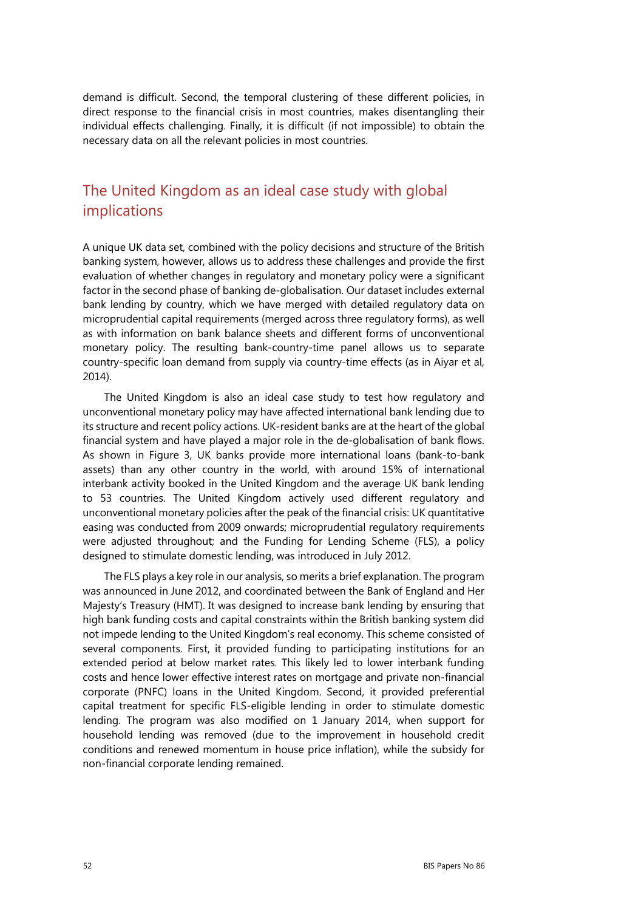demand is difficult. Second, the temporal clustering of these different policies, in direct response to the financial crisis in most countries, makes disentangling their individual effects challenging. Finally, it is difficult (if not impossible) to obtain the necessary data on all the relevant policies in most countries.

## The United Kingdom as an ideal case study with global implications

A unique UK data set, combined with the policy decisions and structure of the British banking system, however, allows us to address these challenges and provide the first evaluation of whether changes in regulatory and monetary policy were a significant factor in the second phase of banking de-globalisation. Our dataset includes external bank lending by country, which we have merged with detailed regulatory data on microprudential capital requirements (merged across three regulatory forms), as well as with information on bank balance sheets and different forms of unconventional monetary policy. The resulting bank-country-time panel allows us to separate country-specific loan demand from supply via country-time effects (as in Aiyar et al, 2014).

The United Kingdom is also an ideal case study to test how regulatory and unconventional monetary policy may have affected international bank lending due to its structure and recent policy actions. UK-resident banks are at the heart of the global financial system and have played a major role in the de-globalisation of bank flows. As shown in Figure 3, UK banks provide more international loans (bank-to-bank assets) than any other country in the world, with around 15% of international interbank activity booked in the United Kingdom and the average UK bank lending to 53 countries. The United Kingdom actively used different regulatory and unconventional monetary policies after the peak of the financial crisis: UK quantitative easing was conducted from 2009 onwards; microprudential regulatory requirements were adjusted throughout; and the Funding for Lending Scheme (FLS), a policy designed to stimulate domestic lending, was introduced in July 2012.

The FLS plays a key role in our analysis, so merits a brief explanation. The program was announced in June 2012, and coordinated between the Bank of England and Her Majesty's Treasury (HMT). It was designed to increase bank lending by ensuring that high bank funding costs and capital constraints within the British banking system did not impede lending to the United Kingdom's real economy. This scheme consisted of several components. First, it provided funding to participating institutions for an extended period at below market rates. This likely led to lower interbank funding costs and hence lower effective interest rates on mortgage and private non-financial corporate (PNFC) loans in the United Kingdom. Second, it provided preferential capital treatment for specific FLS-eligible lending in order to stimulate domestic lending. The program was also modified on 1 January 2014, when support for household lending was removed (due to the improvement in household credit conditions and renewed momentum in house price inflation), while the subsidy for non-financial corporate lending remained.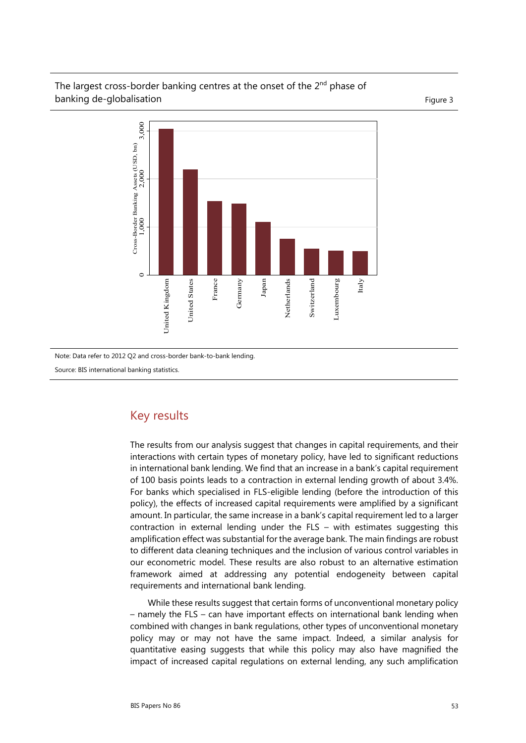The largest cross-border banking centres at the onset of the 2nd phase of banking de-globalisation

Figure 3

Note: Data refer to 2012 Q2 and cross-border bank-to-bank lending.

Source: BIS international banking statistics.

## Key results

The results from our analysis suggest that changes in capital requirements, and their interactions with certain types of monetary policy, have led to significant reductions in international bank lending. We find that an increase in a bank's capital requirement of 100 basis points leads to a contraction in external lending growth of about 3.4%. For banks which specialised in FLS-eligible lending (before the introduction of this policy), the effects of increased capital requirements were amplified by a significant amount. In particular, the same increase in a bank's capital requirement led to a larger contraction in external lending under the FLS – with estimates suggesting this amplification effect was substantial for the average bank. The main findings are robust to different data cleaning techniques and the inclusion of various control variables in our econometric model. These results are also robust to an alternative estimation framework aimed at addressing any potential endogeneity between capital requirements and international bank lending.

While these results suggest that certain forms of unconventional monetary policy – namely the FLS – can have important effects on international bank lending when combined with changes in bank regulations, other types of unconventional monetary policy may or may not have the same impact. Indeed, a similar analysis for quantitative easing suggests that while this policy may also have magnified the impact of increased capital regulations on external lending, any such amplification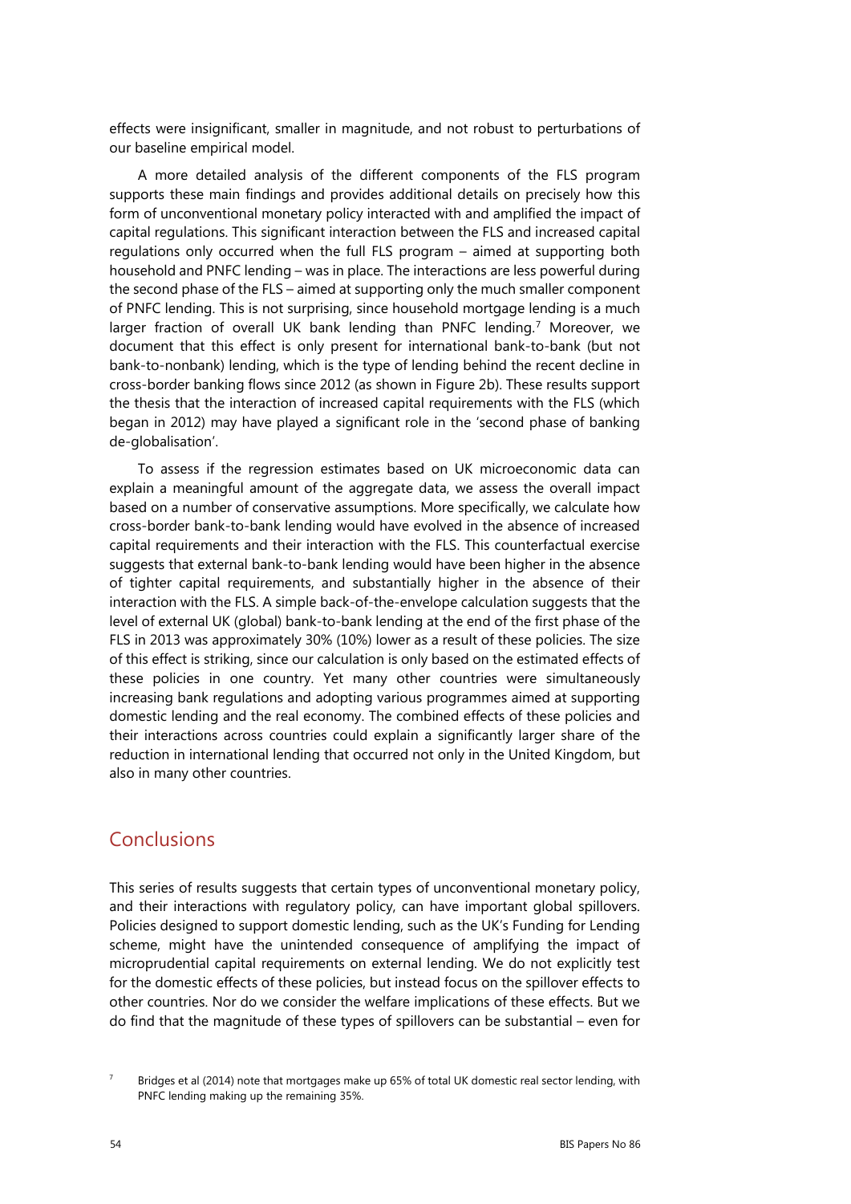effects were insignificant, smaller in magnitude, and not robust to perturbations of our baseline empirical model.

A more detailed analysis of the different components of the FLS program supports these main findings and provides additional details on precisely how this form of unconventional monetary policy interacted with and amplified the impact of capital regulations. This significant interaction between the FLS and increased capital regulations only occurred when the full FLS program – aimed at supporting both household and PNFC lending – was in place. The interactions are less powerful during the second phase of the FLS – aimed at supporting only the much smaller component of PNFC lending. This is not surprising, since household mortgage lending is a much larger fraction of overall UK bank lending than PNFC lending.[7] Moreover, we document that this effect is only present for international bank-to-bank (but not bank-to-nonbank) lending, which is the type of lending behind the recent decline in cross-border banking flows since 2012 (as shown in Figure 2b). These results support the thesis that the interaction of increased capital requirements with the FLS (which began in 2012) may have played a significant role in the 'second phase of banking de-globalisation'.

To assess if the regression estimates based on UK microeconomic data can explain a meaningful amount of the aggregate data, we assess the overall impact based on a number of conservative assumptions. More specifically, we calculate how cross-border bank-to-bank lending would have evolved in the absence of increased capital requirements and their interaction with the FLS. This counterfactual exercise suggests that external bank-to-bank lending would have been higher in the absence of tighter capital requirements, and substantially higher in the absence of their interaction with the FLS. A simple back-of-the-envelope calculation suggests that the level of external UK (global) bank-to-bank lending at the end of the first phase of the FLS in 2013 was approximately 30% (10%) lower as a result of these policies. The size of this effect is striking, since our calculation is only based on the estimated effects of these policies in one country. Yet many other countries were simultaneously increasing bank regulations and adopting various programmes aimed at supporting domestic lending and the real economy. The combined effects of these policies and their interactions across countries could explain a significantly larger share of the reduction in international lending that occurred not only in the United Kingdom, but also in many other countries.

## Conclusions

This series of results suggests that certain types of unconventional monetary policy, and their interactions with regulatory policy, can have important global spillovers. Policies designed to support domestic lending, such as the UK's Funding for Lending scheme, might have the unintended consequence of amplifying the impact of microprudential capital requirements on external lending. We do not explicitly test for the domestic effects of these policies, but instead focus on the spillover effects to other countries. Nor do we consider the welfare implications of these effects. But we do find that the magnitude of these types of spillovers can be substantial – even for

[7] Bridges et al (2014) note that mortgages make up 65% of total UK domestic real sector lending, with PNFC lending making up the remaining 35%.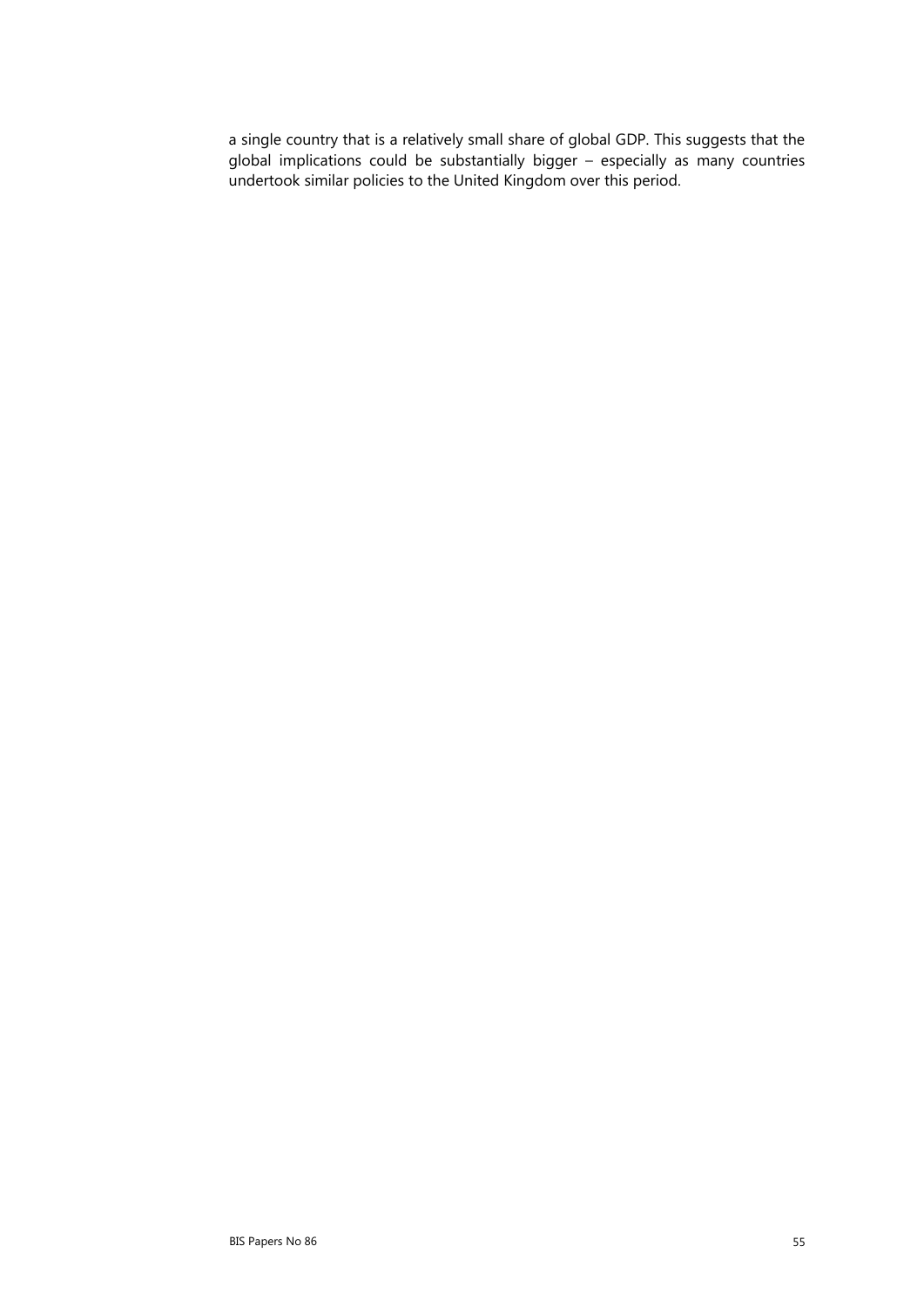a single country that is a relatively small share of global GDP. This suggests that the global implications could be substantially bigger – especially as many countries undertook similar policies to the United Kingdom over this period.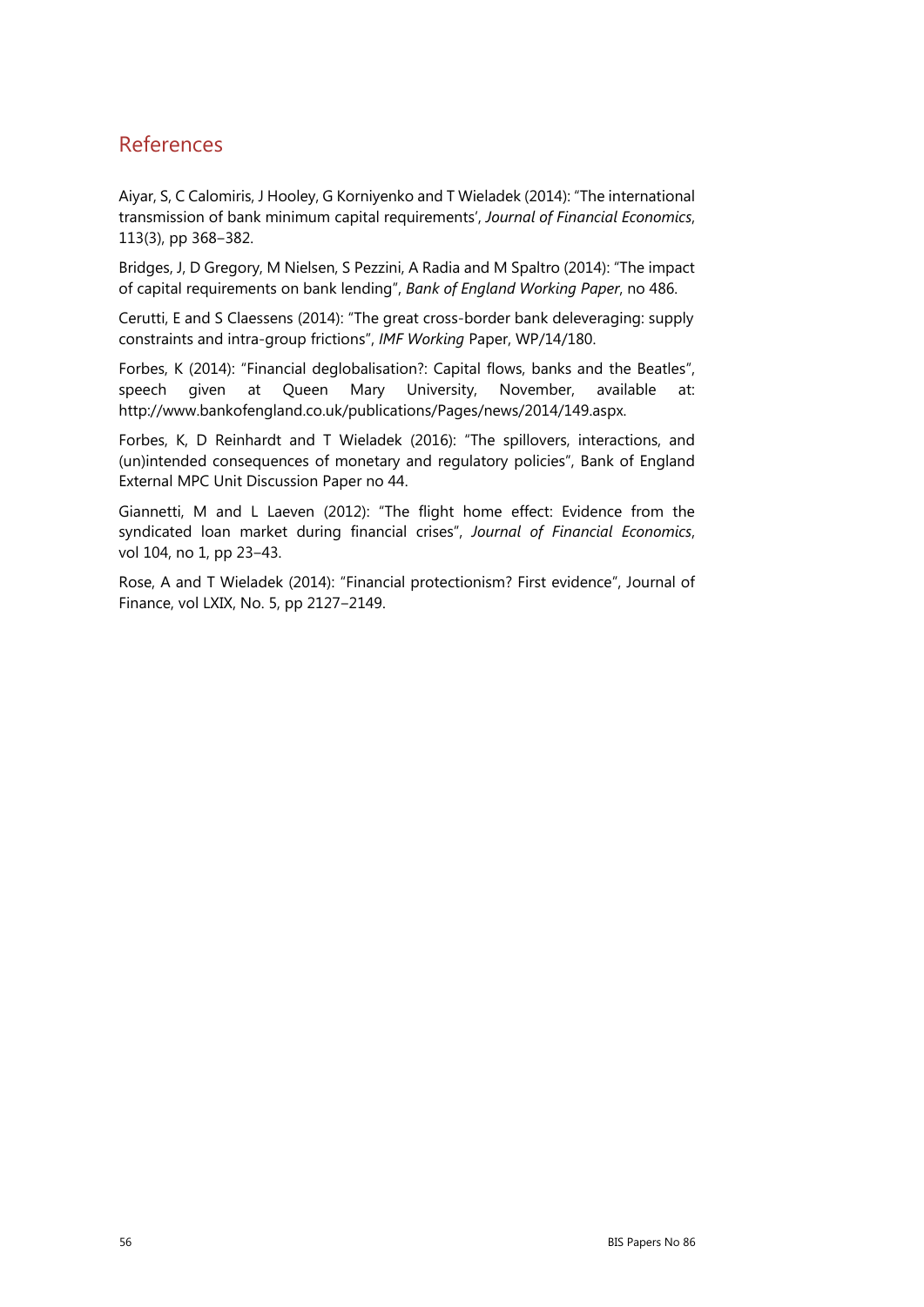## References

Aiyar, S, C Calomiris, J Hooley, G Korniyenko and T Wieladek (2014): "The international transmission of bank minimum capital requirements', *Journal of Financial Economics*, 113(3), pp 368–382.

Bridges, J, D Gregory, M Nielsen, S Pezzini, A Radia and M Spaltro (2014): "The impact of capital requirements on bank lending", *Bank of England Working Paper*, no 486.

Cerutti, E and S Claessens (2014): "The great cross-border bank deleveraging: supply constraints and intra-group frictions", *IMF Working* Paper, WP/14/180.

Forbes, K (2014): "Financial deglobalisation?: Capital flows, banks and the Beatles", speech given at Queen Mary University, November, available at: http://www.bankofengland.co.uk/publications/Pages/news/2014/149.aspx.

Forbes, K, D Reinhardt and T Wieladek (2016): "The spillovers, interactions, and (un)intended consequences of monetary and regulatory policies", Bank of England External MPC Unit Discussion Paper no 44.

Giannetti, M and L Laeven (2012): "The flight home effect: Evidence from the syndicated loan market during financial crises", *Journal of Financial Economics*, vol 104, no 1, pp 23–43.

Rose, A and T Wieladek (2014): "Financial protectionism? First evidence", Journal of Finance, vol LXIX, No. 5, pp 2127–2149.